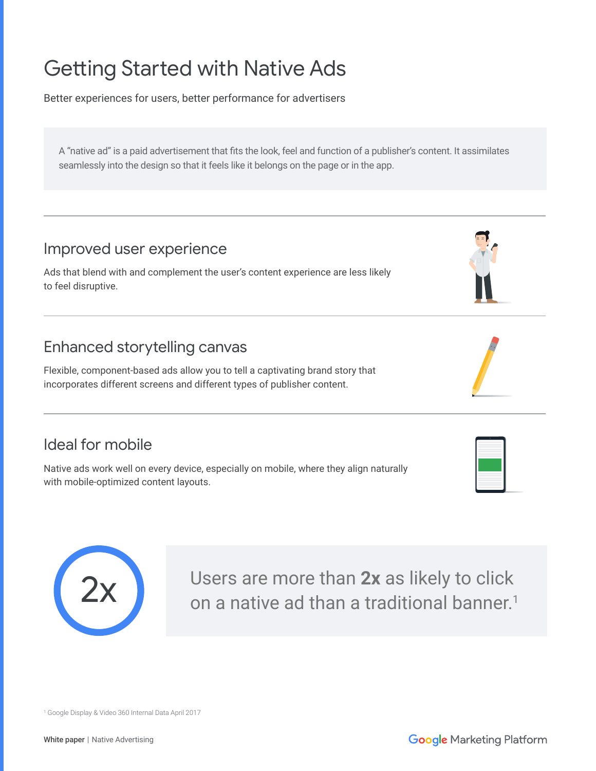# Getting Started with Native Ads

Better experiences for users, better performance for advertisers

A "native ad" is a paid advertisement that fits the look, feel and function of a publisher's content. It assimilates seamlessly into the design so that it feels like it belongs on the page or in the app.

## Improved user experience

Ads that blend with and complement the user's content experience are less likely to feel disruptive.

## Enhanced storytelling canvas

Flexible, component-based ads allow you to tell a captivating brand story that incorporates different screens and different types of publisher content.

## Ideal for mobile

Native ads work well on every device, especially on mobile, where they align naturally with mobile-optimized content layouts.

2x

Users are more than **2x** as likely to click on a native ad than a traditional banner.[1]

[1] Google Display & Video 360 Internal Data April 2017

**White paper** | Native Advertising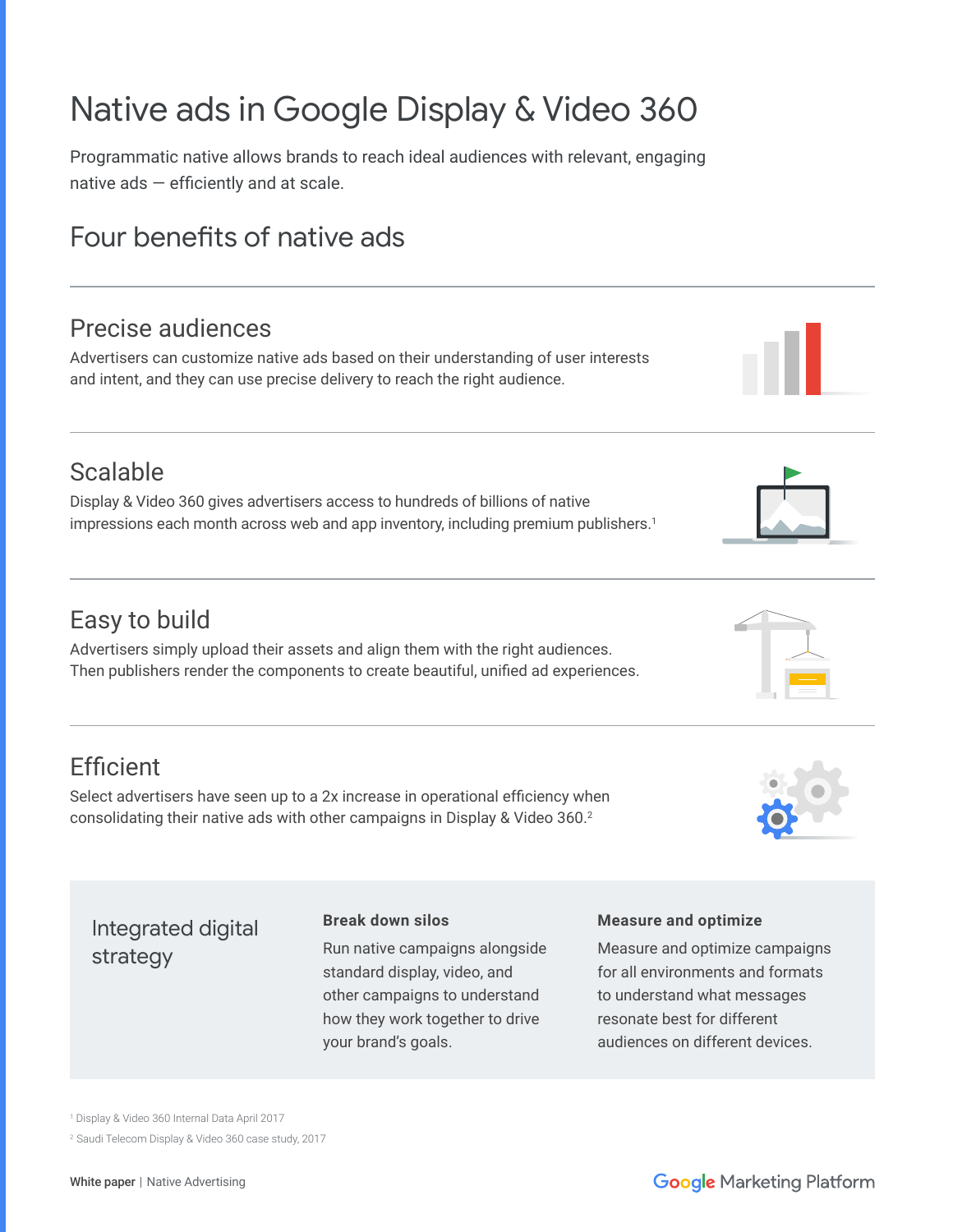# Native ads in Google Display & Video 360

Programmatic native allows brands to reach ideal audiences with relevant, engaging native ads — efficiently and at scale.

## Four benefits of native ads

### Precise audiences

Advertisers can customize native ads based on their understanding of user interests and intent, and they can use precise delivery to reach the right audience.

### Scalable

Display & Video 360 gives advertisers access to hundreds of billions of native impressions each month across web and app inventory, including premium publishers.[1]

### Easy to build

Advertisers simply upload their assets and align them with the right audiences. Then publishers render the components to create beautiful, unified ad experiences.

### Efficient

Select advertisers have seen up to a 2x increase in operational efficiency when consolidating their native ads with other campaigns in Display & Video 360.[2]

## Integrated digital strategy

**Break down silos**

Run native campaigns alongside standard display, video, and other campaigns to understand how they work together to drive your brand's goals.

**Measure and optimize**

Measure and optimize campaigns for all environments and formats to understand what messages resonate best for different audiences on different devices.

[1] Display & Video 360 Internal Data April 2017

[2] Saudi Telecom Display & Video 360 case study, 2017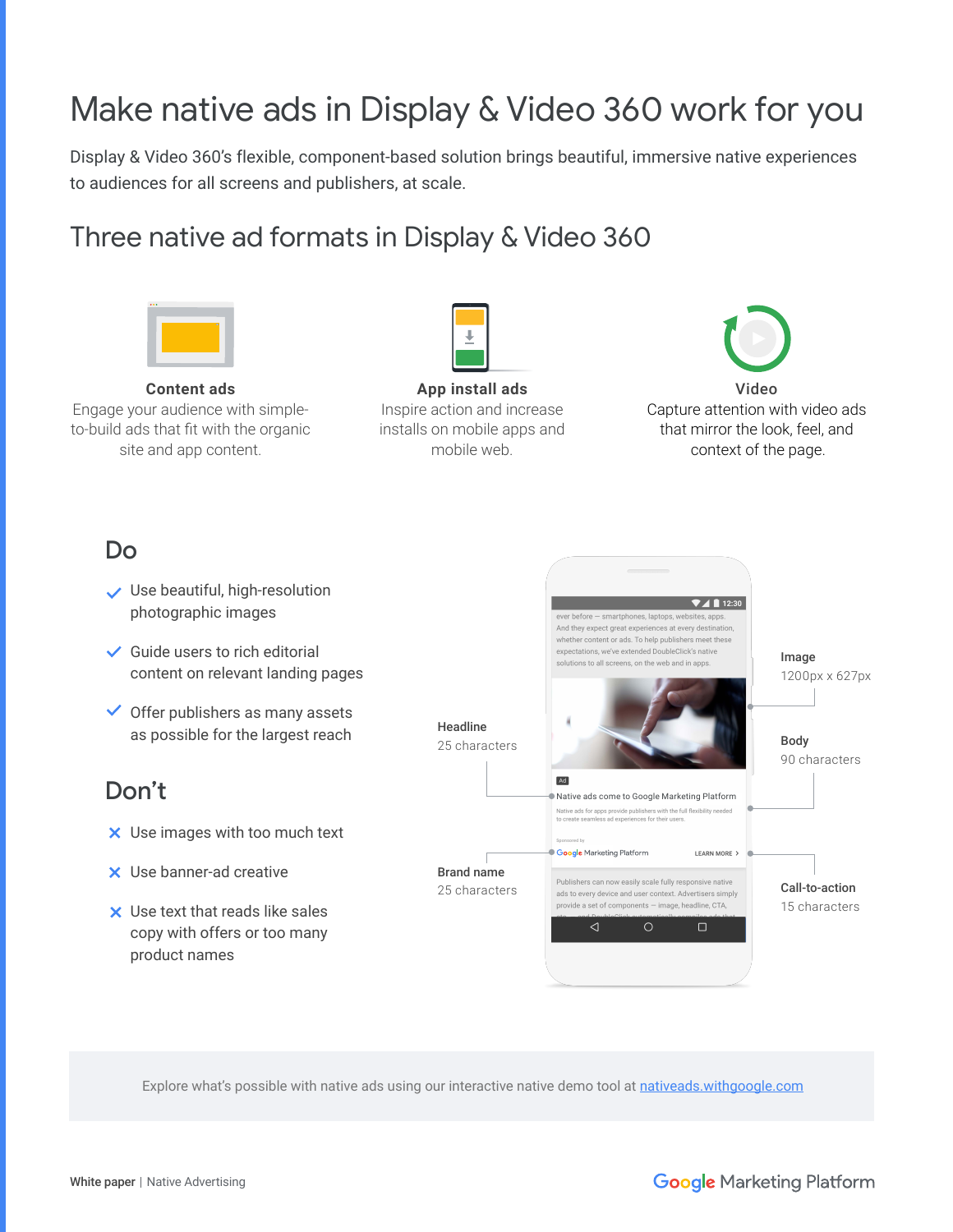# Make native ads in Display & Video 360 work for you

Display & Video 360's flexible, component-based solution brings beautiful, immersive native experiences to audiences for all screens and publishers, at scale.

## Three native ad formats in Display & Video 360

**Content ads**
Engage your audience with simple-to-build ads that fit with the organic site and app content.

**App install ads**
Inspire action and increase installs on mobile apps and mobile web.

**Video**
Capture attention with video ads that mirror the look, feel, and context of the page.

## Do

- Use beautiful, high-resolution photographic images
- Guide users to rich editorial content on relevant landing pages
- Offer publishers as many assets as possible for the largest reach

## Don't

- Use images with too much text
- Use banner-ad creative
- Use text that reads like sales copy with offers or too many product names

Headline
25 characters

Brand name
25 characters

Image
1200px x 627px

Body
90 characters

Call-to-action
15 characters

Explore what's possible with native ads using our interactive native demo tool at nativeads.withgoogle.com